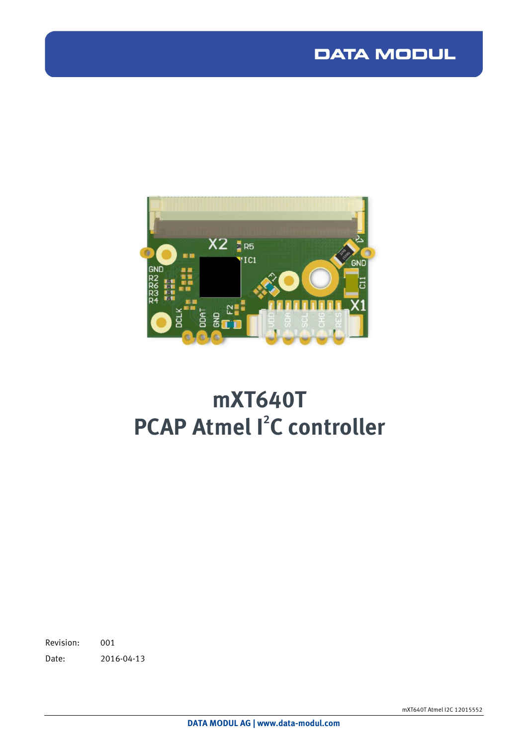# mXT640T
# PCAP Atmel I²C controller

Revision: 001

Date: 2016-04-13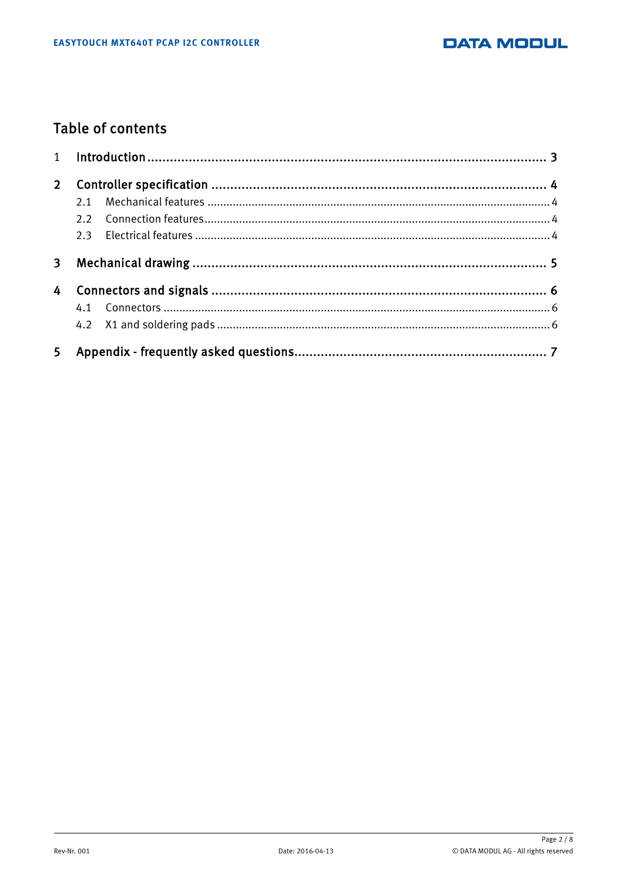# Table of contents

1 Introduction ........................................................................................................ 3

2 Controller specification ....................................................................................... 4

   2.1 Mechanical features ........................................................................................ 4

   2.2 Connection features......................................................................................... 4

   2.3 Electrical features ............................................................................................ 4

3 Mechanical drawing ............................................................................................ 5

4 Connectors and signals ....................................................................................... 6

   4.1 Connectors ..................................................................................................... 6

   4.2 X1 and soldering pads ..................................................................................... 6

5 Appendix - frequently asked questions.................................................................. 7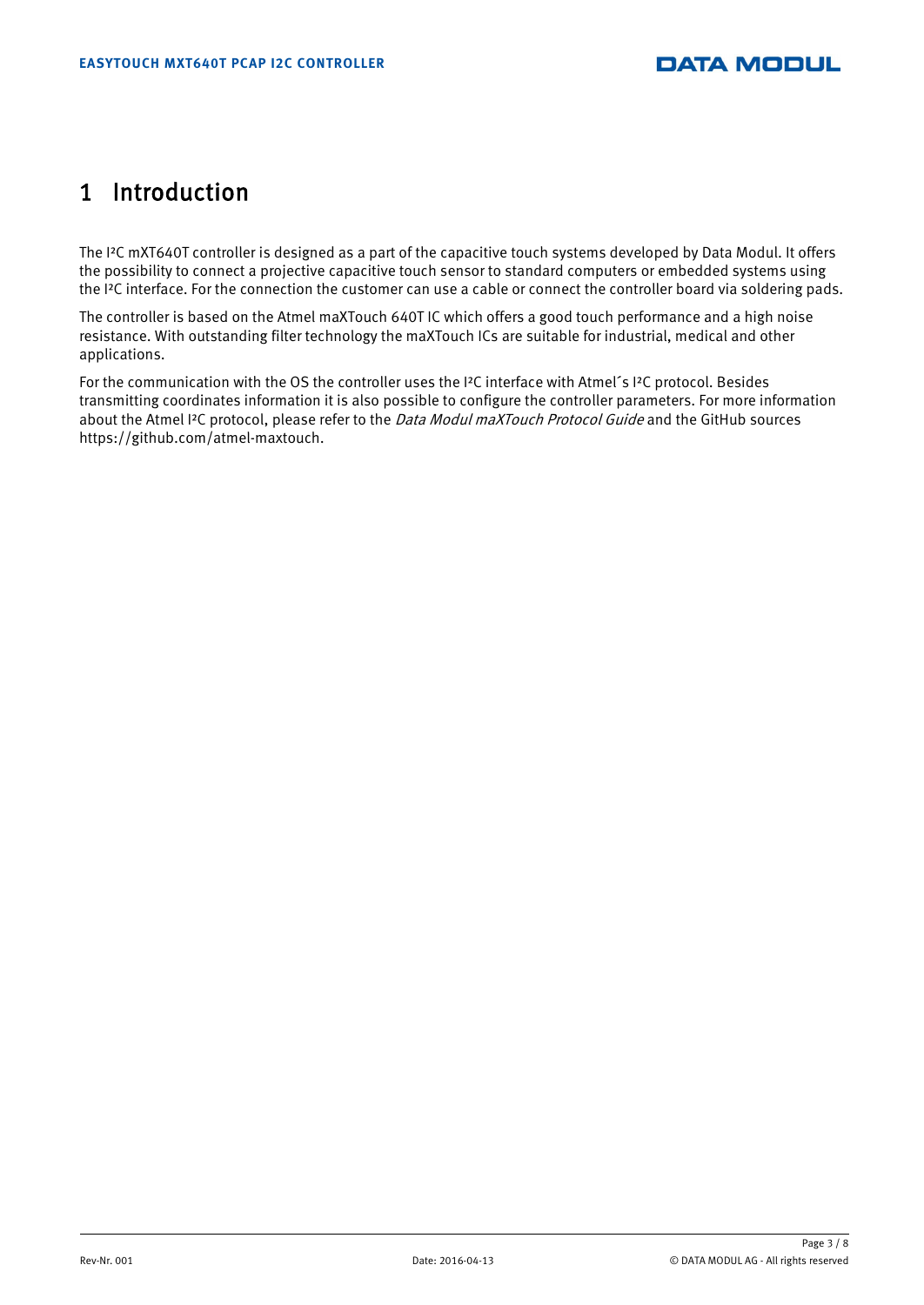# 1 Introduction

The I²C mXT640T controller is designed as a part of the capacitive touch systems developed by Data Modul. It offers the possibility to connect a projective capacitive touch sensor to standard computers or embedded systems using the I²C interface. For the connection the customer can use a cable or connect the controller board via soldering pads.

The controller is based on the Atmel maXTouch 640T IC which offers a good touch performance and a high noise resistance. With outstanding filter technology the maXTouch ICs are suitable for industrial, medical and other applications.

For the communication with the OS the controller uses the I²C interface with Atmel´s I²C protocol. Besides transmitting coordinates information it is also possible to configure the controller parameters. For more information about the Atmel I²C protocol, please refer to the *Data Modul maXTouch Protocol Guide* and the GitHub sources https://github.com/atmel-maxtouch.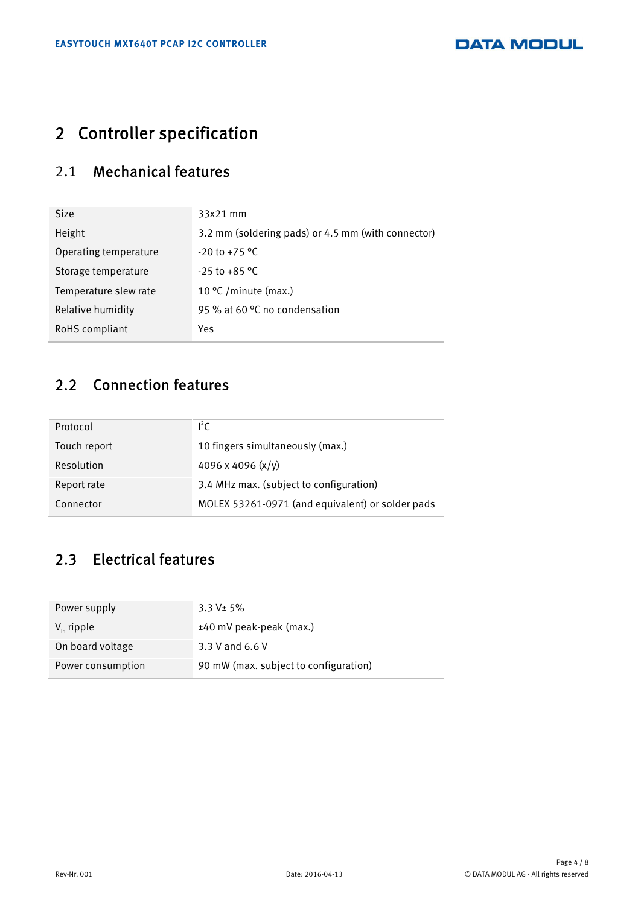# 2 Controller specification

## 2.1 Mechanical features

| | |
|---|---|
| Size | 33x21 mm |
| Height | 3.2 mm (soldering pads) or 4.5 mm (with connector) |
| Operating temperature | -20 to +75 °C |
| Storage temperature | -25 to +85 °C |
| Temperature slew rate | 10 °C /minute (max.) |
| Relative humidity | 95 % at 60 °C no condensation |
| RoHS compliant | Yes |

## 2.2 Connection features

| | |
|---|---|
| Protocol | $I^2C$ |
| Touch report | 10 fingers simultaneously (max.) |
| Resolution | 4096 x 4096 (x/y) |
| Report rate | 3.4 MHz max. (subject to configuration) |
| Connector | MOLEX 53261-0971 (and equivalent) or solder pads |

## 2.3 Electrical features

| | |
|---|---|
| Power supply | 3.3 V± 5% |
| $V_{in}$ ripple | ±40 mV peak-peak (max.) |
| On board voltage | 3.3 V and 6.6 V |
| Power consumption | 90 mW (max. subject to configuration) |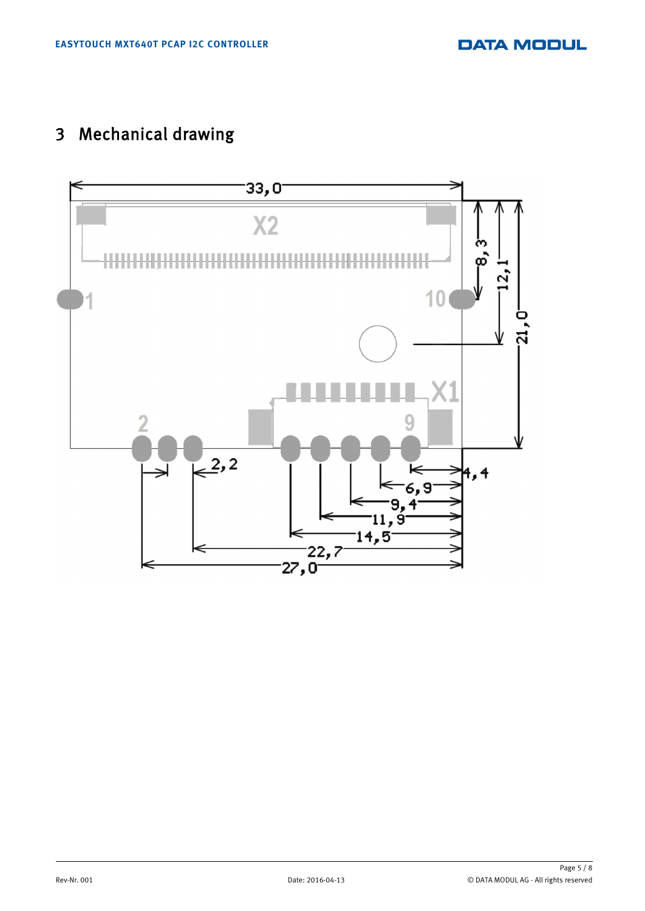# 3 Mechanical drawing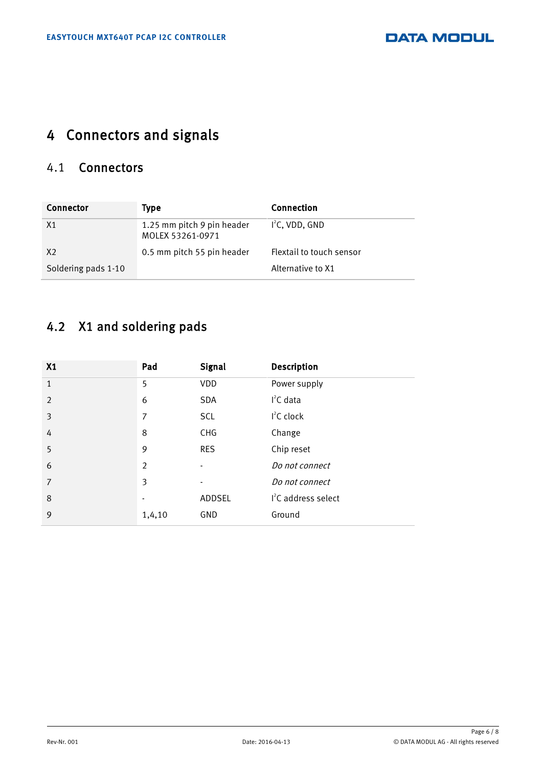# 4 Connectors and signals

## 4.1 Connectors

| Connector | Type | Connection |
|---|---|---|
| X1 | 1.25 mm pitch 9 pin header MOLEX 53261-0971 | $I^2C$, VDD, GND |
| X2 | 0.5 mm pitch 55 pin header | Flextail to touch sensor |
| Soldering pads 1-10 | | Alternative to X1 |

## 4.2 X1 and soldering pads

| X1 | Pad | Signal | Description |
|---|---|---|---|
| 1 | 5 | VDD | Power supply |
| 2 | 6 | SDA | $I^2C$ data |
| 3 | 7 | SCL | $I^2C$ clock |
| 4 | 8 | CHG | Change |
| 5 | 9 | RES | Chip reset |
| 6 | 2 | - | *Do not connect* |
| 7 | 3 | - | *Do not connect* |
| 8 | - | ADDSEL | $I^2C$ address select |
| 9 | 1,4,10 | GND | Ground |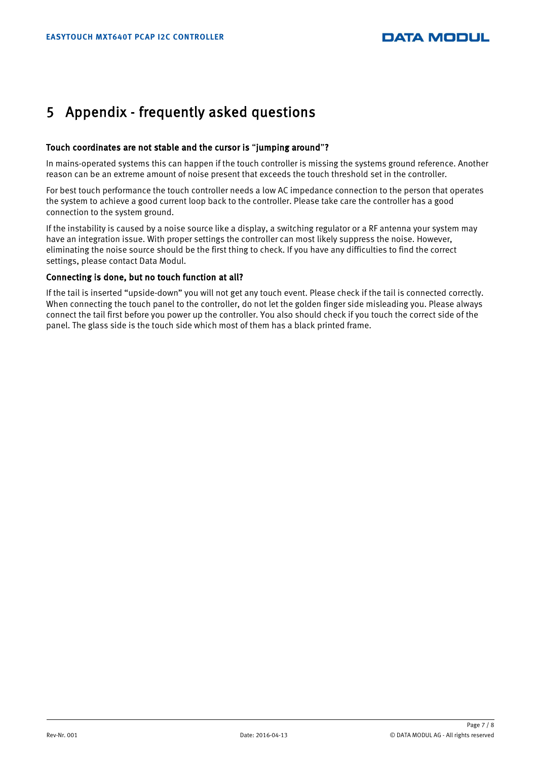# 5 Appendix - frequently asked questions

### Touch coordinates are not stable and the cursor is "jumping around"?

In mains-operated systems this can happen if the touch controller is missing the systems ground reference. Another reason can be an extreme amount of noise present that exceeds the touch threshold set in the controller.

For best touch performance the touch controller needs a low AC impedance connection to the person that operates the system to achieve a good current loop back to the controller. Please take care the controller has a good connection to the system ground.

If the instability is caused by a noise source like a display, a switching regulator or a RF antenna your system may have an integration issue. With proper settings the controller can most likely suppress the noise. However, eliminating the noise source should be the first thing to check. If you have any difficulties to find the correct settings, please contact Data Modul.

### Connecting is done, but no touch function at all?

If the tail is inserted "upside-down" you will not get any touch event. Please check if the tail is connected correctly. When connecting the touch panel to the controller, do not let the golden finger side misleading you. Please always connect the tail first before you power up the controller. You also should check if you touch the correct side of the panel. The glass side is the touch side which most of them has a black printed frame.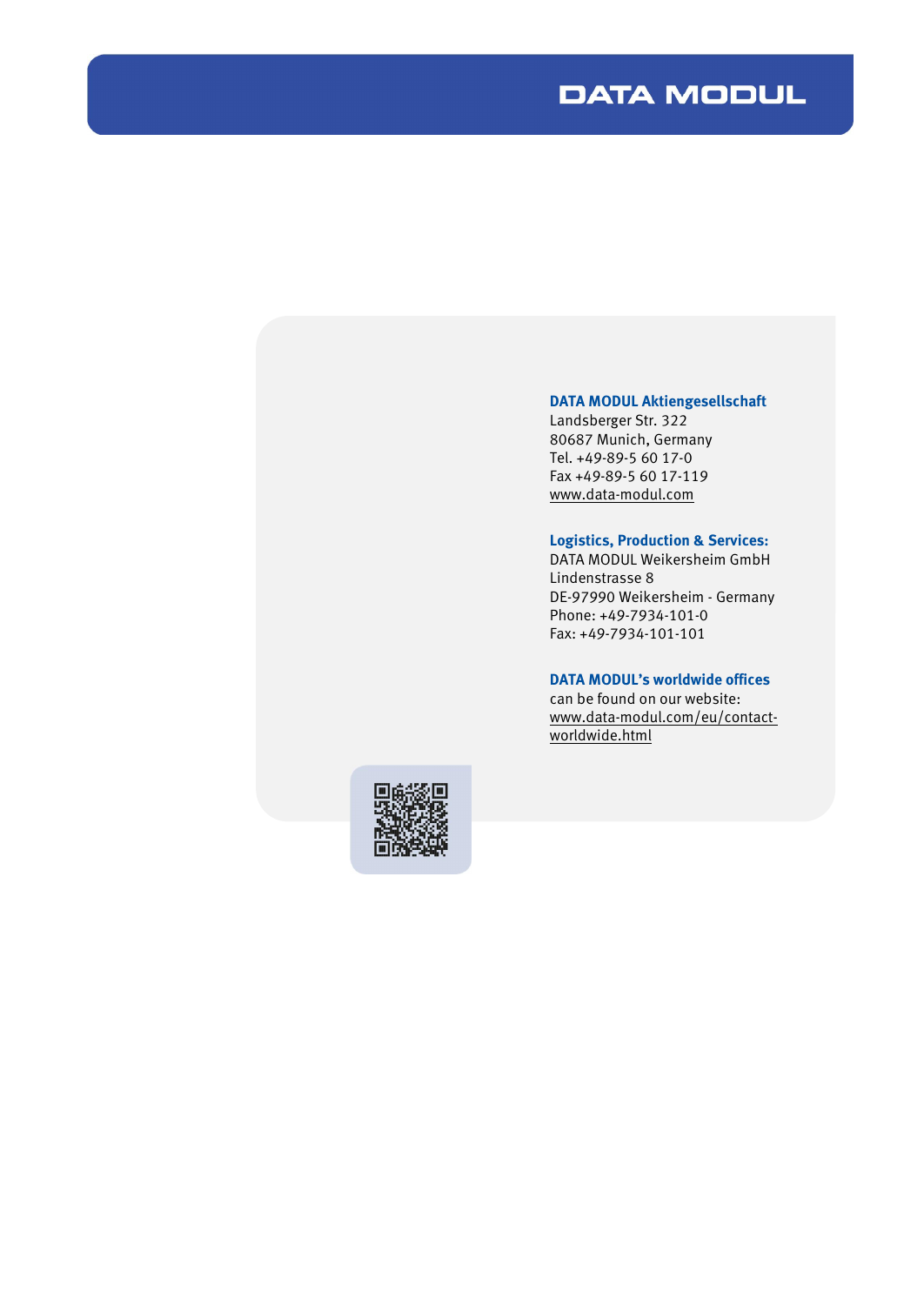DATA MODUL

**DATA MODUL Aktiengesellschaft**
Landsberger Str. 322
80687 Munich, Germany
Tel. +49-89-5 60 17-0
Fax +49-89-5 60 17-119
www.data-modul.com

**Logistics, Production & Services:**
DATA MODUL Weikersheim GmbH
Lindenstrasse 8
DE-97990 Weikersheim - Germany
Phone: +49-7934-101-0
Fax: +49-7934-101-101

**DATA MODUL's worldwide offices**
can be found on our website:
www.data-modul.com/eu/contact-worldwide.html